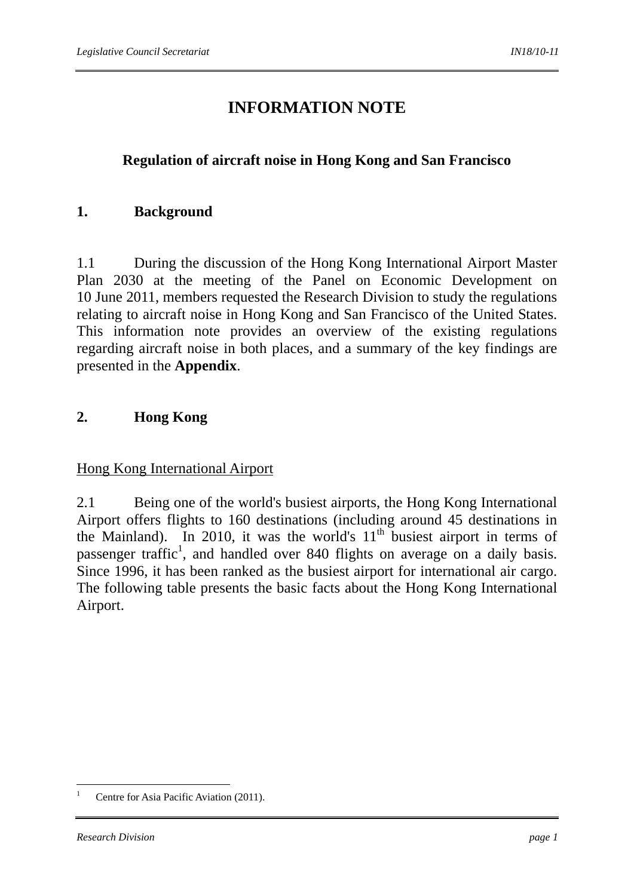# INFORMATION NOTE

## Regulation of aircraft noise in Hong Kong and San Francisco

### 1. Background

1.1 During the discussion of the Hong Kong International Airport Master Plan 2030 at the meeting of the Panel on Economic Development on 10 June 2011, members requested the Research Division to study the regulations relating to aircraft noise in Hong Kong and San Francisco of the United States. This information note provides an overview of the existing regulations regarding aircraft noise in both places, and a summary of the key findings are presented in the **Appendix**.

### 2. Hong Kong

Hong Kong International Airport

2.1 Being one of the world's busiest airports, the Hong Kong International Airport offers flights to 160 destinations (including around 45 destinations in the Mainland). In 2010, it was the world's 11th busiest airport in terms of passenger traffic[1], and handled over 840 flights on average on a daily basis. Since 1996, it has been ranked as the busiest airport for international air cargo. The following table presents the basic facts about the Hong Kong International Airport.

---

[1] Centre for Asia Pacific Aviation (2011).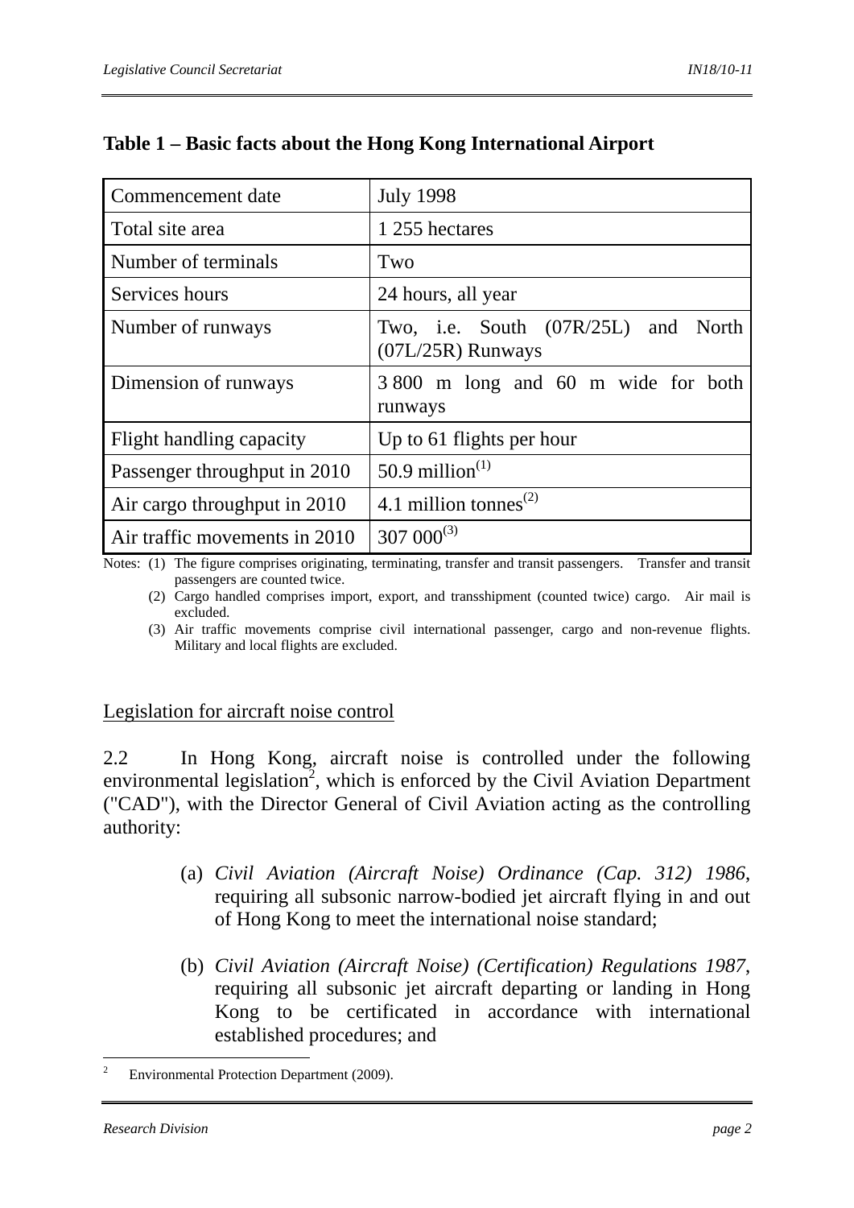**Table 1 – Basic facts about the Hong Kong International Airport**

| | |
|---|---|
| Commencement date | July 1998 |
| Total site area | 1 255 hectares |
| Number of terminals | Two |
| Services hours | 24 hours, all year |
| Number of runways | Two, i.e. South (07R/25L) and North (07L/25R) Runways |
| Dimension of runways | 3 800 m long and 60 m wide for both runways |
| Flight handling capacity | Up to 61 flights per hour |
| Passenger throughput in 2010 | 50.9 million(1) |
| Air cargo throughput in 2010 | 4.1 million tonnes(2) |
| Air traffic movements in 2010 | 307 000(3) |

Notes: (1) The figure comprises originating, terminating, transfer and transit passengers. Transfer and transit passengers are counted twice.

(2) Cargo handled comprises import, export, and transshipment (counted twice) cargo. Air mail is excluded.

(3) Air traffic movements comprise civil international passenger, cargo and non-revenue flights. Military and local flights are excluded.

Legislation for aircraft noise control

2.2 In Hong Kong, aircraft noise is controlled under the following environmental legislation[2], which is enforced by the Civil Aviation Department ("CAD"), with the Director General of Civil Aviation acting as the controlling authority:

(a) *Civil Aviation (Aircraft Noise) Ordinance (Cap. 312) 1986*, requiring all subsonic narrow-bodied jet aircraft flying in and out of Hong Kong to meet the international noise standard;

(b) *Civil Aviation (Aircraft Noise) (Certification) Regulations 1987*, requiring all subsonic jet aircraft departing or landing in Hong Kong to be certificated in accordance with international established procedures; and

2 Environmental Protection Department (2009).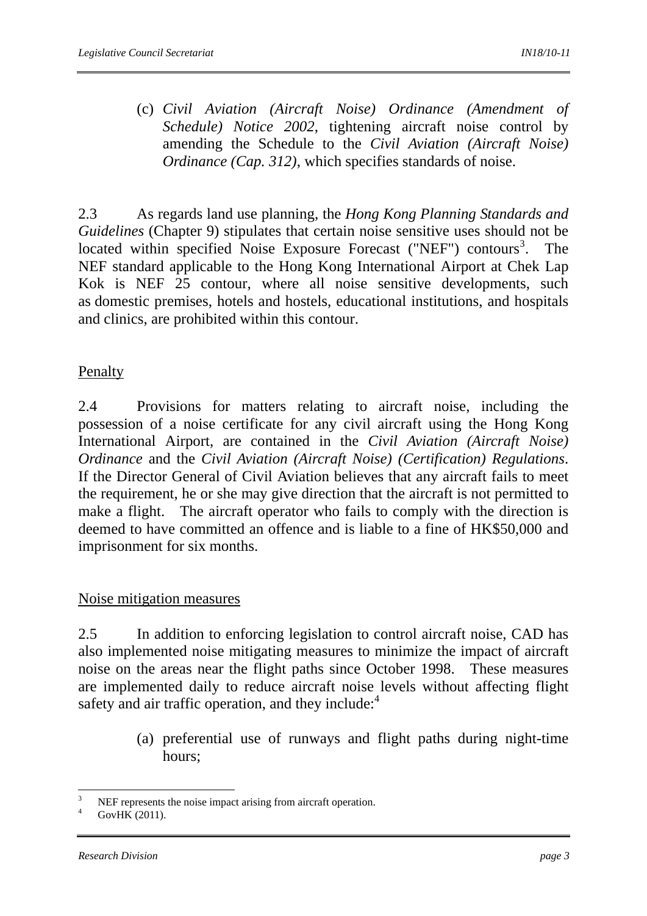(c) *Civil Aviation (Aircraft Noise) Ordinance (Amendment of Schedule) Notice 2002*, tightening aircraft noise control by amending the Schedule to the *Civil Aviation (Aircraft Noise) Ordinance (Cap. 312)*, which specifies standards of noise.

2.3 As regards land use planning, the *Hong Kong Planning Standards and Guidelines* (Chapter 9) stipulates that certain noise sensitive uses should not be located within specified Noise Exposure Forecast ("NEF") contours[3]. The NEF standard applicable to the Hong Kong International Airport at Chek Lap Kok is NEF 25 contour, where all noise sensitive developments, such as domestic premises, hotels and hostels, educational institutions, and hospitals and clinics, are prohibited within this contour.

## Penalty

2.4 Provisions for matters relating to aircraft noise, including the possession of a noise certificate for any civil aircraft using the Hong Kong International Airport, are contained in the *Civil Aviation (Aircraft Noise) Ordinance* and the *Civil Aviation (Aircraft Noise) (Certification) Regulations*. If the Director General of Civil Aviation believes that any aircraft fails to meet the requirement, he or she may give direction that the aircraft is not permitted to make a flight. The aircraft operator who fails to comply with the direction is deemed to have committed an offence and is liable to a fine of HK$50,000 and imprisonment for six months.

## Noise mitigation measures

2.5 In addition to enforcing legislation to control aircraft noise, CAD has also implemented noise mitigating measures to minimize the impact of aircraft noise on the areas near the flight paths since October 1998. These measures are implemented daily to reduce aircraft noise levels without affecting flight safety and air traffic operation, and they include:[4]

(a) preferential use of runways and flight paths during night-time hours;

---

[3] NEF represents the noise impact arising from aircraft operation.

[4] GovHK (2011).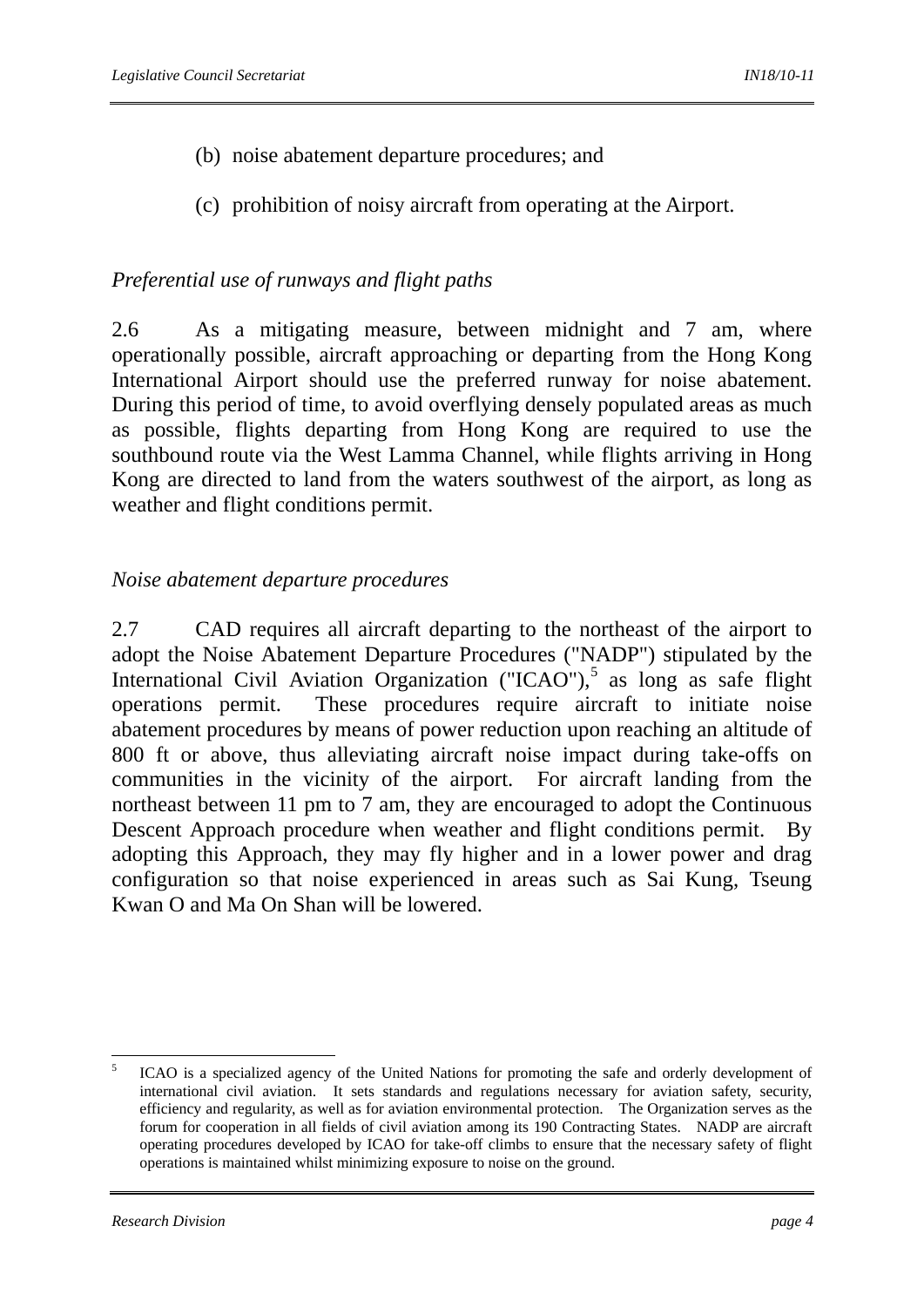(b) noise abatement departure procedures; and

(c) prohibition of noisy aircraft from operating at the Airport.

*Preferential use of runways and flight paths*

2.6 As a mitigating measure, between midnight and 7 am, where operationally possible, aircraft approaching or departing from the Hong Kong International Airport should use the preferred runway for noise abatement. During this period of time, to avoid overflying densely populated areas as much as possible, flights departing from Hong Kong are required to use the southbound route via the West Lamma Channel, while flights arriving in Hong Kong are directed to land from the waters southwest of the airport, as long as weather and flight conditions permit.

*Noise abatement departure procedures*

2.7 CAD requires all aircraft departing to the northeast of the airport to adopt the Noise Abatement Departure Procedures ("NADP") stipulated by the International Civil Aviation Organization ("ICAO"),[5] as long as safe flight operations permit. These procedures require aircraft to initiate noise abatement procedures by means of power reduction upon reaching an altitude of 800 ft or above, thus alleviating aircraft noise impact during take-offs on communities in the vicinity of the airport. For aircraft landing from the northeast between 11 pm to 7 am, they are encouraged to adopt the Continuous Descent Approach procedure when weather and flight conditions permit. By adopting this Approach, they may fly higher and in a lower power and drag configuration so that noise experienced in areas such as Sai Kung, Tseung Kwan O and Ma On Shan will be lowered.

---

[5] ICAO is a specialized agency of the United Nations for promoting the safe and orderly development of international civil aviation. It sets standards and regulations necessary for aviation safety, security, efficiency and regularity, as well as for aviation environmental protection. The Organization serves as the forum for cooperation in all fields of civil aviation among its 190 Contracting States. NADP are aircraft operating procedures developed by ICAO for take-off climbs to ensure that the necessary safety of flight operations is maintained whilst minimizing exposure to noise on the ground.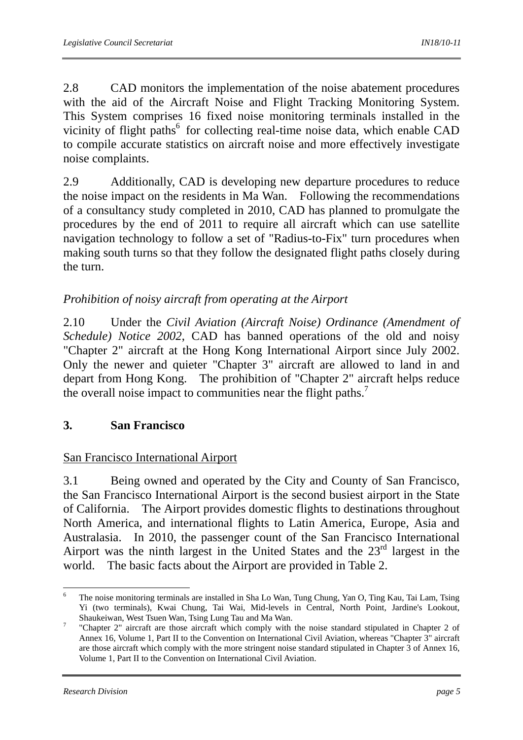2.8 CAD monitors the implementation of the noise abatement procedures with the aid of the Aircraft Noise and Flight Tracking Monitoring System. This System comprises 16 fixed noise monitoring terminals installed in the vicinity of flight paths[6] for collecting real-time noise data, which enable CAD to compile accurate statistics on aircraft noise and more effectively investigate noise complaints.

2.9 Additionally, CAD is developing new departure procedures to reduce the noise impact on the residents in Ma Wan. Following the recommendations of a consultancy study completed in 2010, CAD has planned to promulgate the procedures by the end of 2011 to require all aircraft which can use satellite navigation technology to follow a set of "Radius-to-Fix" turn procedures when making south turns so that they follow the designated flight paths closely during the turn.

*Prohibition of noisy aircraft from operating at the Airport*

2.10 Under the *Civil Aviation (Aircraft Noise) Ordinance (Amendment of Schedule) Notice 2002*, CAD has banned operations of the old and noisy "Chapter 2" aircraft at the Hong Kong International Airport since July 2002. Only the newer and quieter "Chapter 3" aircraft are allowed to land in and depart from Hong Kong. The prohibition of "Chapter 2" aircraft helps reduce the overall noise impact to communities near the flight paths.[7]

## 3. San Francisco

San Francisco International Airport

3.1 Being owned and operated by the City and County of San Francisco, the San Francisco International Airport is the second busiest airport in the State of California. The Airport provides domestic flights to destinations throughout North America, and international flights to Latin America, Europe, Asia and Australasia. In 2010, the passenger count of the San Francisco International Airport was the ninth largest in the United States and the 23rd largest in the world. The basic facts about the Airport are provided in Table 2.

---

[6] The noise monitoring terminals are installed in Sha Lo Wan, Tung Chung, Yan O, Ting Kau, Tai Lam, Tsing Yi (two terminals), Kwai Chung, Tai Wai, Mid-levels in Central, North Point, Jardine's Lookout, Shaukeiwan, West Tsuen Wan, Tsing Lung Tau and Ma Wan.

[7] "Chapter 2" aircraft are those aircraft which comply with the noise standard stipulated in Chapter 2 of Annex 16, Volume 1, Part II to the Convention on International Civil Aviation, whereas "Chapter 3" aircraft are those aircraft which comply with the more stringent noise standard stipulated in Chapter 3 of Annex 16, Volume 1, Part II to the Convention on International Civil Aviation.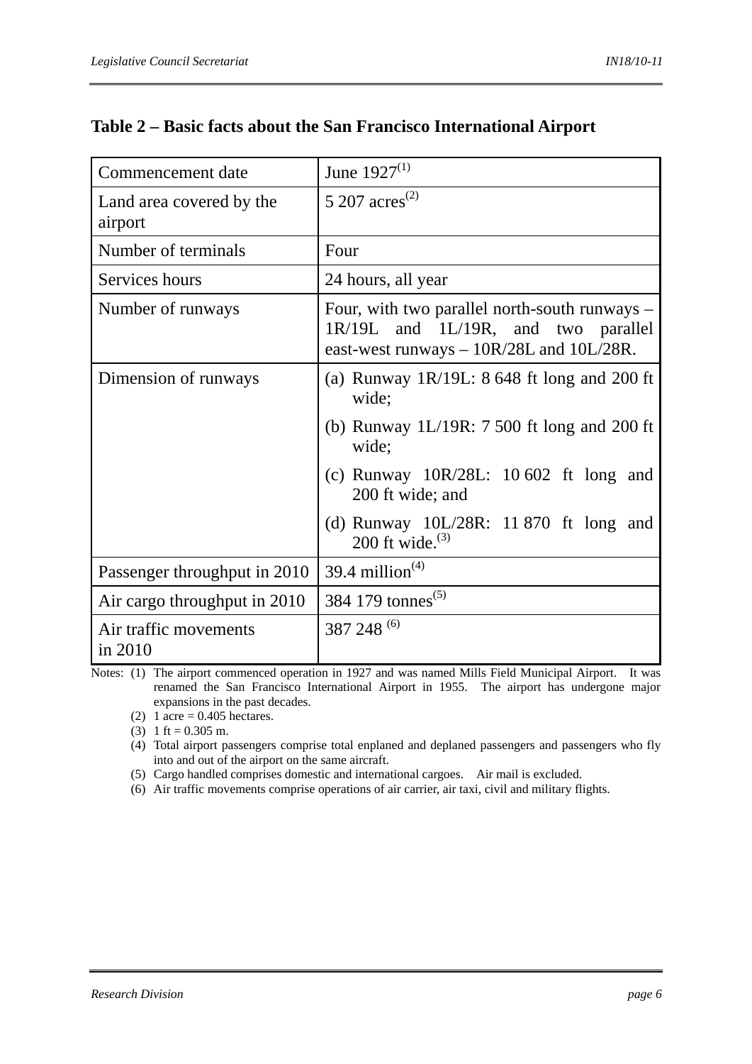**Table 2 – Basic facts about the San Francisco International Airport**

| | |
|---|---|
| Commencement date | June 1927[(1)] |
| Land area covered by the airport | 5 207 acres[(2)] |
| Number of terminals | Four |
| Services hours | 24 hours, all year |
| Number of runways | Four, with two parallel north-south runways – 1R/19L and 1L/19R, and two parallel east-west runways – 10R/28L and 10L/28R. |
| Dimension of runways | (a) Runway 1R/19L: 8 648 ft long and 200 ft wide;<br>(b) Runway 1L/19R: 7 500 ft long and 200 ft wide;<br>(c) Runway 10R/28L: 10 602 ft long and 200 ft wide; and<br>(d) Runway 10L/28R: 11 870 ft long and 200 ft wide.[(3)] |
| Passenger throughput in 2010 | 39.4 million[(4)] |
| Air cargo throughput in 2010 | 384 179 tonnes[(5)] |
| Air traffic movements in 2010 | 387 248 [(6)] |

Notes: (1) The airport commenced operation in 1927 and was named Mills Field Municipal Airport. It was renamed the San Francisco International Airport in 1955. The airport has undergone major expansions in the past decades.

(2) 1 acre = 0.405 hectares.

(3) 1 ft = 0.305 m.

(4) Total airport passengers comprise total enplaned and deplaned passengers and passengers who fly into and out of the airport on the same aircraft.

(5) Cargo handled comprises domestic and international cargoes. Air mail is excluded.

(6) Air traffic movements comprise operations of air carrier, air taxi, civil and military flights.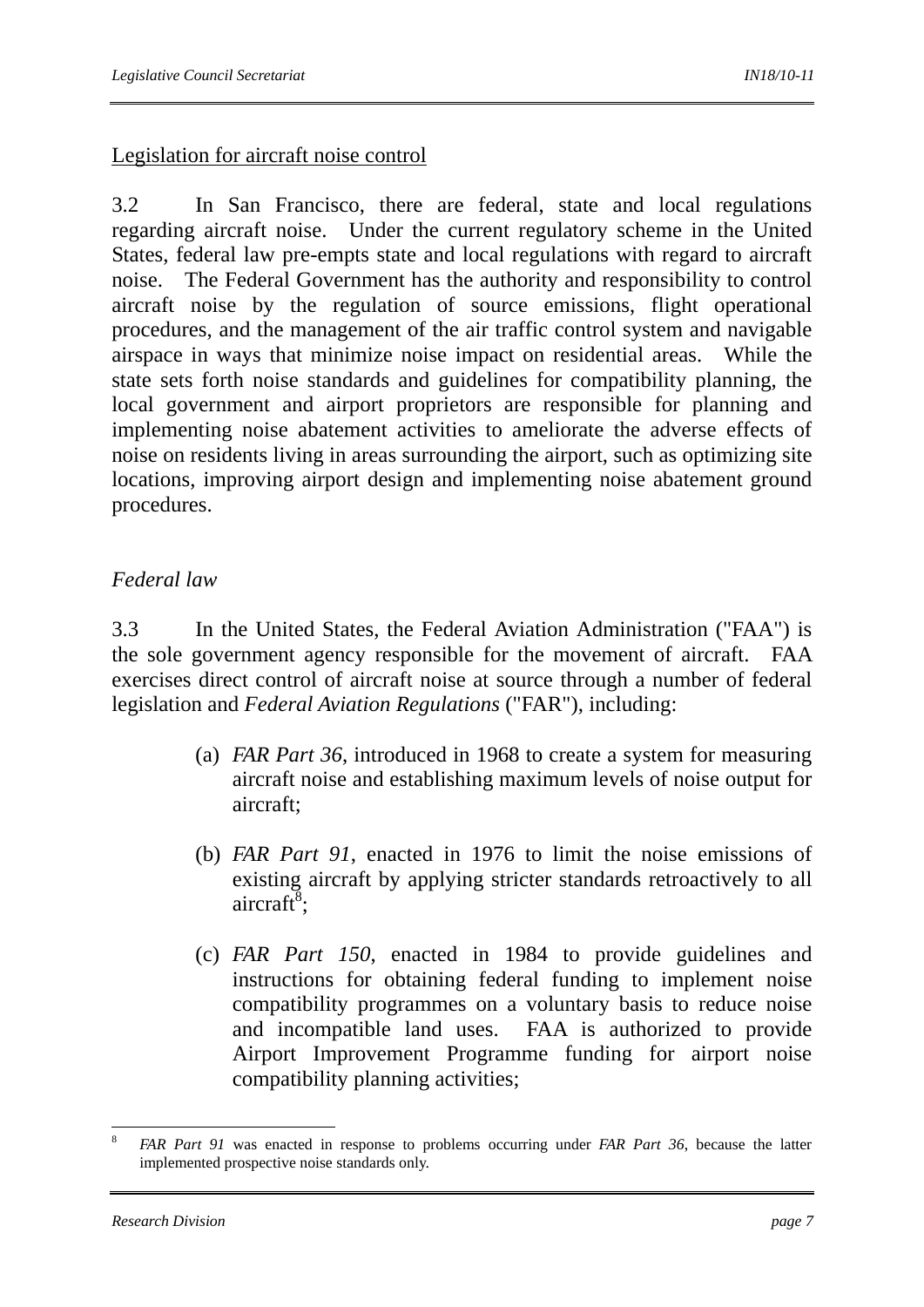Legislation for aircraft noise control

3.2 In San Francisco, there are federal, state and local regulations regarding aircraft noise. Under the current regulatory scheme in the United States, federal law pre-empts state and local regulations with regard to aircraft noise. The Federal Government has the authority and responsibility to control aircraft noise by the regulation of source emissions, flight operational procedures, and the management of the air traffic control system and navigable airspace in ways that minimize noise impact on residential areas. While the state sets forth noise standards and guidelines for compatibility planning, the local government and airport proprietors are responsible for planning and implementing noise abatement activities to ameliorate the adverse effects of noise on residents living in areas surrounding the airport, such as optimizing site locations, improving airport design and implementing noise abatement ground procedures.

*Federal law*

3.3 In the United States, the Federal Aviation Administration ("FAA") is the sole government agency responsible for the movement of aircraft. FAA exercises direct control of aircraft noise at source through a number of federal legislation and *Federal Aviation Regulations* ("FAR"), including:

(a) *FAR Part 36*, introduced in 1968 to create a system for measuring aircraft noise and establishing maximum levels of noise output for aircraft;

(b) *FAR Part 91*, enacted in 1976 to limit the noise emissions of existing aircraft by applying stricter standards retroactively to all aircraft[8];

(c) *FAR Part 150*, enacted in 1984 to provide guidelines and instructions for obtaining federal funding to implement noise compatibility programmes on a voluntary basis to reduce noise and incompatible land uses. FAA is authorized to provide Airport Improvement Programme funding for airport noise compatibility planning activities;

---

[8] *FAR Part 91* was enacted in response to problems occurring under *FAR Part 36*, because the latter implemented prospective noise standards only.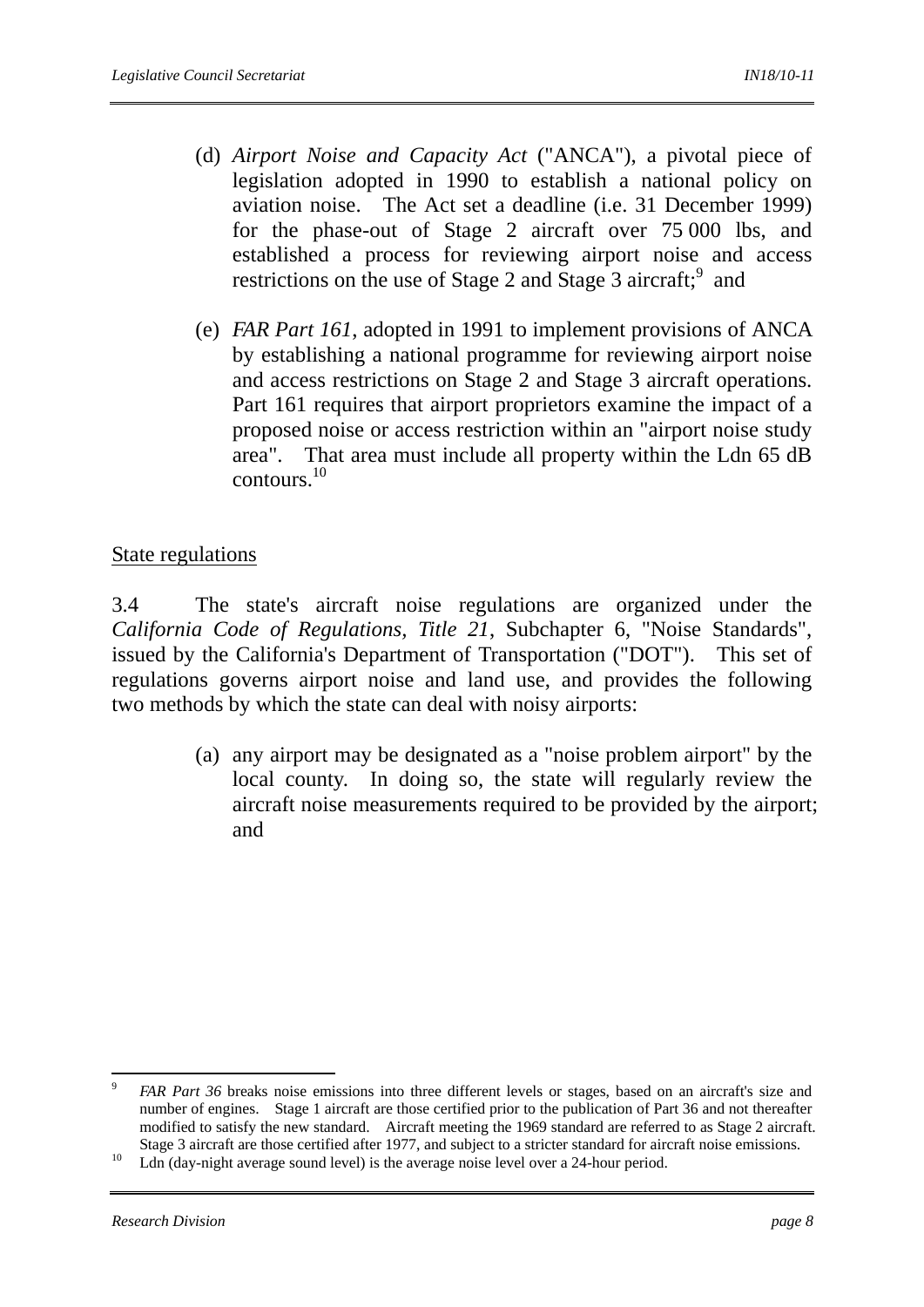(d) *Airport Noise and Capacity Act* ("ANCA"), a pivotal piece of legislation adopted in 1990 to establish a national policy on aviation noise. The Act set a deadline (i.e. 31 December 1999) for the phase-out of Stage 2 aircraft over 75 000 lbs, and established a process for reviewing airport noise and access restrictions on the use of Stage 2 and Stage 3 aircraft;[9] and

(e) *FAR Part 161*, adopted in 1991 to implement provisions of ANCA by establishing a national programme for reviewing airport noise and access restrictions on Stage 2 and Stage 3 aircraft operations. Part 161 requires that airport proprietors examine the impact of a proposed noise or access restriction within an "airport noise study area". That area must include all property within the Ldn 65 dB contours.[10]

State regulations

3.4 The state's aircraft noise regulations are organized under the *California Code of Regulations, Title 21*, Subchapter 6, "Noise Standards", issued by the California's Department of Transportation ("DOT"). This set of regulations governs airport noise and land use, and provides the following two methods by which the state can deal with noisy airports:

(a) any airport may be designated as a "noise problem airport" by the local county. In doing so, the state will regularly review the aircraft noise measurements required to be provided by the airport; and

---

[9] *FAR Part 36* breaks noise emissions into three different levels or stages, based on an aircraft's size and number of engines. Stage 1 aircraft are those certified prior to the publication of Part 36 and not thereafter modified to satisfy the new standard. Aircraft meeting the 1969 standard are referred to as Stage 2 aircraft. Stage 3 aircraft are those certified after 1977, and subject to a stricter standard for aircraft noise emissions.

[10] Ldn (day-night average sound level) is the average noise level over a 24-hour period.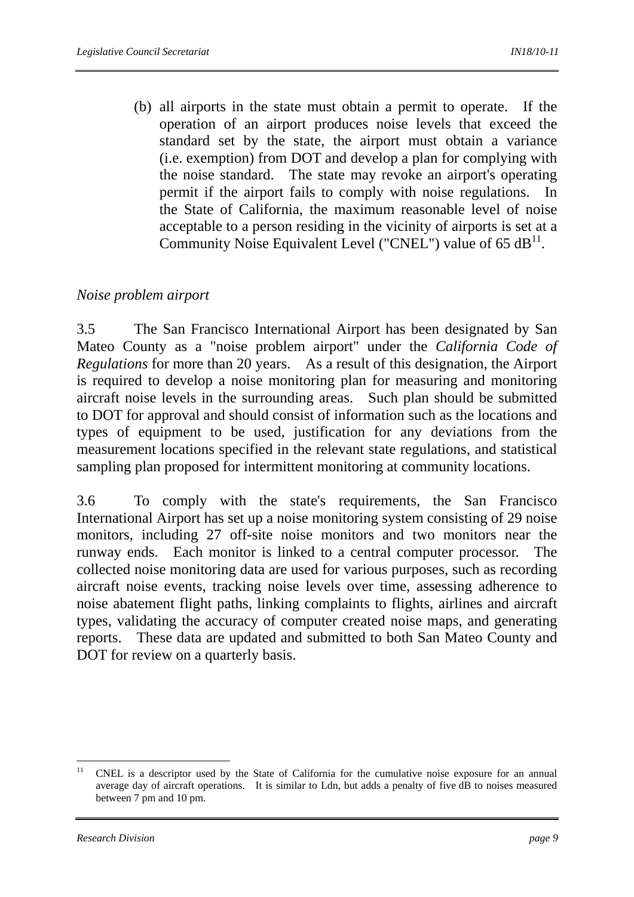(b) all airports in the state must obtain a permit to operate. If the operation of an airport produces noise levels that exceed the standard set by the state, the airport must obtain a variance (i.e. exemption) from DOT and develop a plan for complying with the noise standard. The state may revoke an airport's operating permit if the airport fails to comply with noise regulations. In the State of California, the maximum reasonable level of noise acceptable to a person residing in the vicinity of airports is set at a Community Noise Equivalent Level ("CNEL") value of 65 dB[11].

*Noise problem airport*

3.5 The San Francisco International Airport has been designated by San Mateo County as a "noise problem airport" under the *California Code of Regulations* for more than 20 years. As a result of this designation, the Airport is required to develop a noise monitoring plan for measuring and monitoring aircraft noise levels in the surrounding areas. Such plan should be submitted to DOT for approval and should consist of information such as the locations and types of equipment to be used, justification for any deviations from the measurement locations specified in the relevant state regulations, and statistical sampling plan proposed for intermittent monitoring at community locations.

3.6 To comply with the state's requirements, the San Francisco International Airport has set up a noise monitoring system consisting of 29 noise monitors, including 27 off-site noise monitors and two monitors near the runway ends. Each monitor is linked to a central computer processor. The collected noise monitoring data are used for various purposes, such as recording aircraft noise events, tracking noise levels over time, assessing adherence to noise abatement flight paths, linking complaints to flights, airlines and aircraft types, validating the accuracy of computer created noise maps, and generating reports. These data are updated and submitted to both San Mateo County and DOT for review on a quarterly basis.

---

[11] CNEL is a descriptor used by the State of California for the cumulative noise exposure for an annual average day of aircraft operations. It is similar to Ldn, but adds a penalty of five dB to noises measured between 7 pm and 10 pm.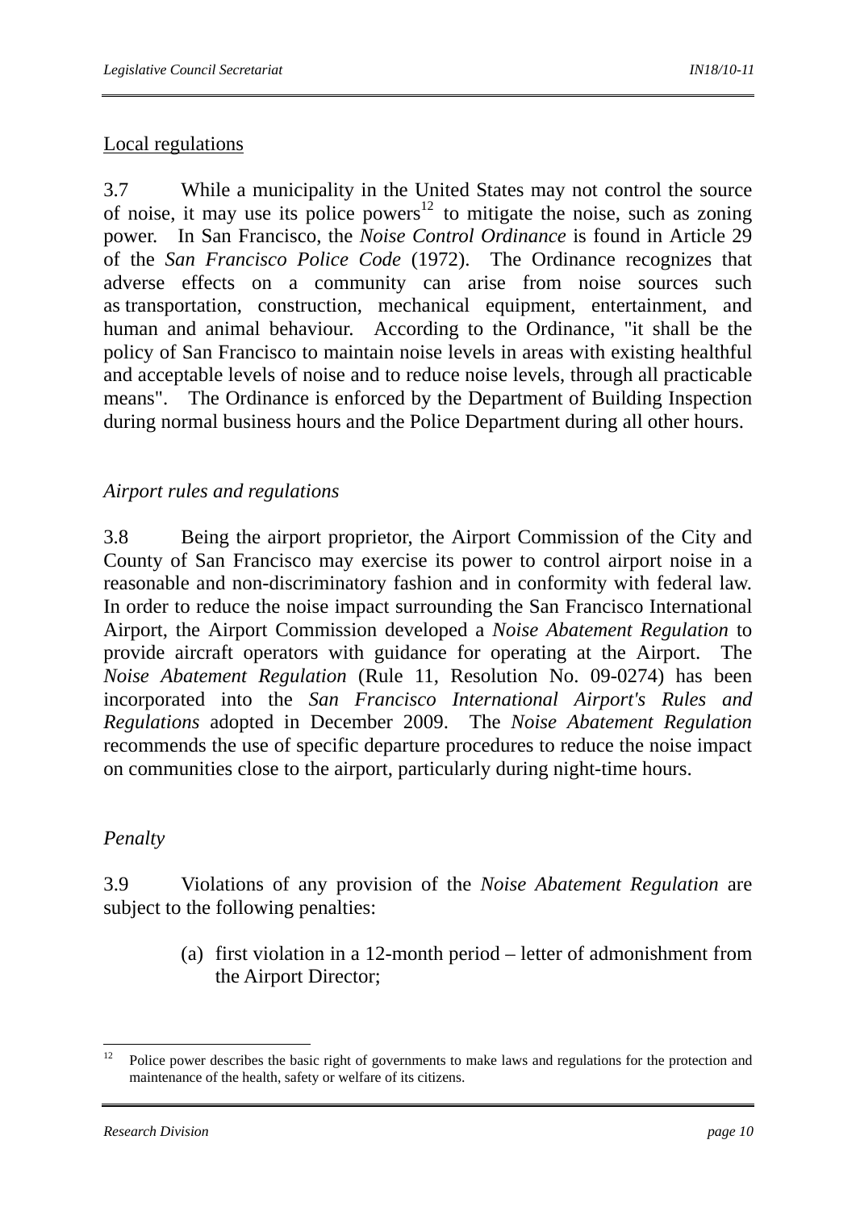Local regulations

3.7 While a municipality in the United States may not control the source of noise, it may use its police powers[12] to mitigate the noise, such as zoning power. In San Francisco, the *Noise Control Ordinance* is found in Article 29 of the *San Francisco Police Code* (1972). The Ordinance recognizes that adverse effects on a community can arise from noise sources such as transportation, construction, mechanical equipment, entertainment, and human and animal behaviour. According to the Ordinance, "it shall be the policy of San Francisco to maintain noise levels in areas with existing healthful and acceptable levels of noise and to reduce noise levels, through all practicable means". The Ordinance is enforced by the Department of Building Inspection during normal business hours and the Police Department during all other hours.

*Airport rules and regulations*

3.8 Being the airport proprietor, the Airport Commission of the City and County of San Francisco may exercise its power to control airport noise in a reasonable and non-discriminatory fashion and in conformity with federal law. In order to reduce the noise impact surrounding the San Francisco International Airport, the Airport Commission developed a *Noise Abatement Regulation* to provide aircraft operators with guidance for operating at the Airport. The *Noise Abatement Regulation* (Rule 11, Resolution No. 09-0274) has been incorporated into the *San Francisco International Airport's Rules and Regulations* adopted in December 2009. The *Noise Abatement Regulation* recommends the use of specific departure procedures to reduce the noise impact on communities close to the airport, particularly during night-time hours.

*Penalty*

3.9 Violations of any provision of the *Noise Abatement Regulation* are subject to the following penalties:

(a) first violation in a 12-month period – letter of admonishment from the Airport Director;

---

[12] Police power describes the basic right of governments to make laws and regulations for the protection and maintenance of the health, safety or welfare of its citizens.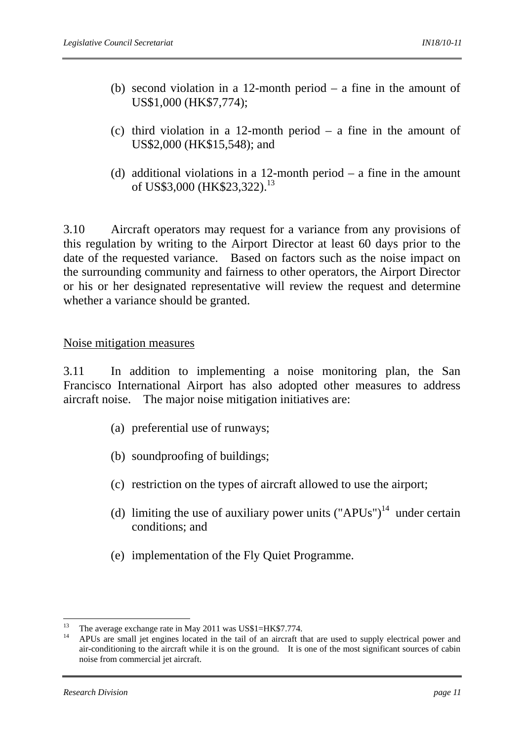(b) second violation in a 12-month period – a fine in the amount of US$1,000 (HK$7,774);

(c) third violation in a 12-month period – a fine in the amount of US$2,000 (HK$15,548); and

(d) additional violations in a 12-month period – a fine in the amount of US$3,000 (HK$23,322).[13]

3.10 Aircraft operators may request for a variance from any provisions of this regulation by writing to the Airport Director at least 60 days prior to the date of the requested variance. Based on factors such as the noise impact on the surrounding community and fairness to other operators, the Airport Director or his or her designated representative will review the request and determine whether a variance should be granted.

<u>Noise mitigation measures</u>

3.11 In addition to implementing a noise monitoring plan, the San Francisco International Airport has also adopted other measures to address aircraft noise. The major noise mitigation initiatives are:

(a) preferential use of runways;

(b) soundproofing of buildings;

(c) restriction on the types of aircraft allowed to use the airport;

(d) limiting the use of auxiliary power units ("APUs")[14] under certain conditions; and

(e) implementation of the Fly Quiet Programme.

---

[13] The average exchange rate in May 2011 was US$1=HK$7.774.

[14] APUs are small jet engines located in the tail of an aircraft that are used to supply electrical power and air-conditioning to the aircraft while it is on the ground. It is one of the most significant sources of cabin noise from commercial jet aircraft.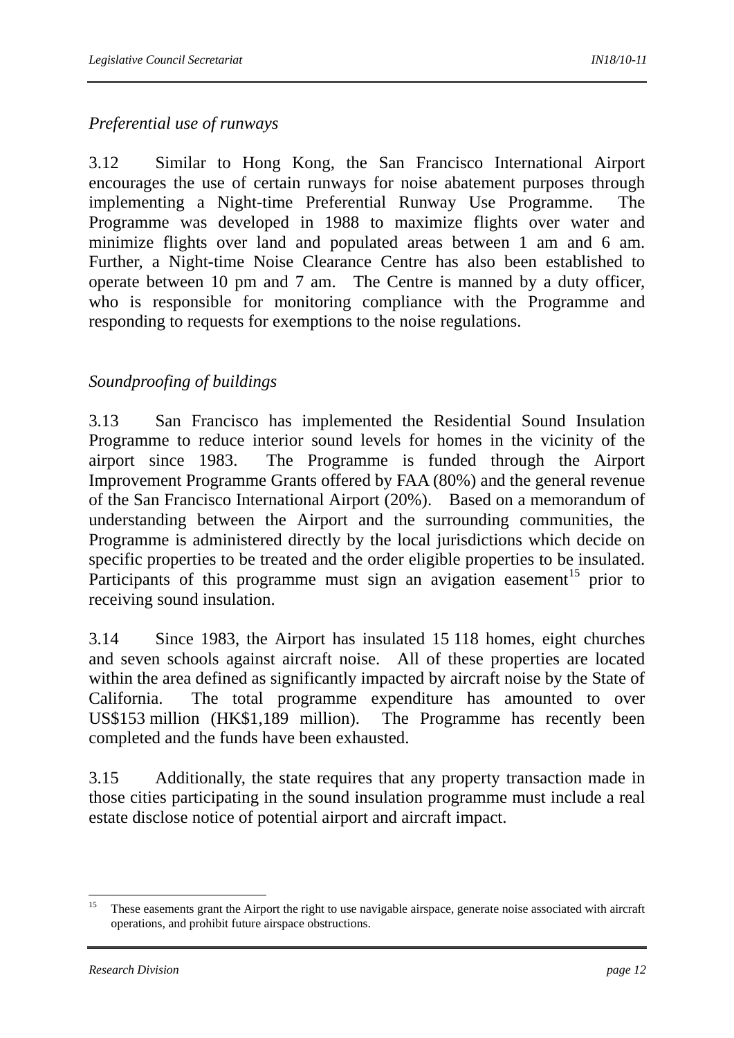*Preferential use of runways*

3.12 Similar to Hong Kong, the San Francisco International Airport encourages the use of certain runways for noise abatement purposes through implementing a Night-time Preferential Runway Use Programme. The Programme was developed in 1988 to maximize flights over water and minimize flights over land and populated areas between 1 am and 6 am. Further, a Night-time Noise Clearance Centre has also been established to operate between 10 pm and 7 am. The Centre is manned by a duty officer, who is responsible for monitoring compliance with the Programme and responding to requests for exemptions to the noise regulations.

*Soundproofing of buildings*

3.13 San Francisco has implemented the Residential Sound Insulation Programme to reduce interior sound levels for homes in the vicinity of the airport since 1983. The Programme is funded through the Airport Improvement Programme Grants offered by FAA (80%) and the general revenue of the San Francisco International Airport (20%). Based on a memorandum of understanding between the Airport and the surrounding communities, the Programme is administered directly by the local jurisdictions which decide on specific properties to be treated and the order eligible properties to be insulated. Participants of this programme must sign an avigation easement[15] prior to receiving sound insulation.

3.14 Since 1983, the Airport has insulated 15 118 homes, eight churches and seven schools against aircraft noise. All of these properties are located within the area defined as significantly impacted by aircraft noise by the State of California. The total programme expenditure has amounted to over US$153 million (HK$1,189 million). The Programme has recently been completed and the funds have been exhausted.

3.15 Additionally, the state requires that any property transaction made in those cities participating in the sound insulation programme must include a real estate disclose notice of potential airport and aircraft impact.

---

[15] These easements grant the Airport the right to use navigable airspace, generate noise associated with aircraft operations, and prohibit future airspace obstructions.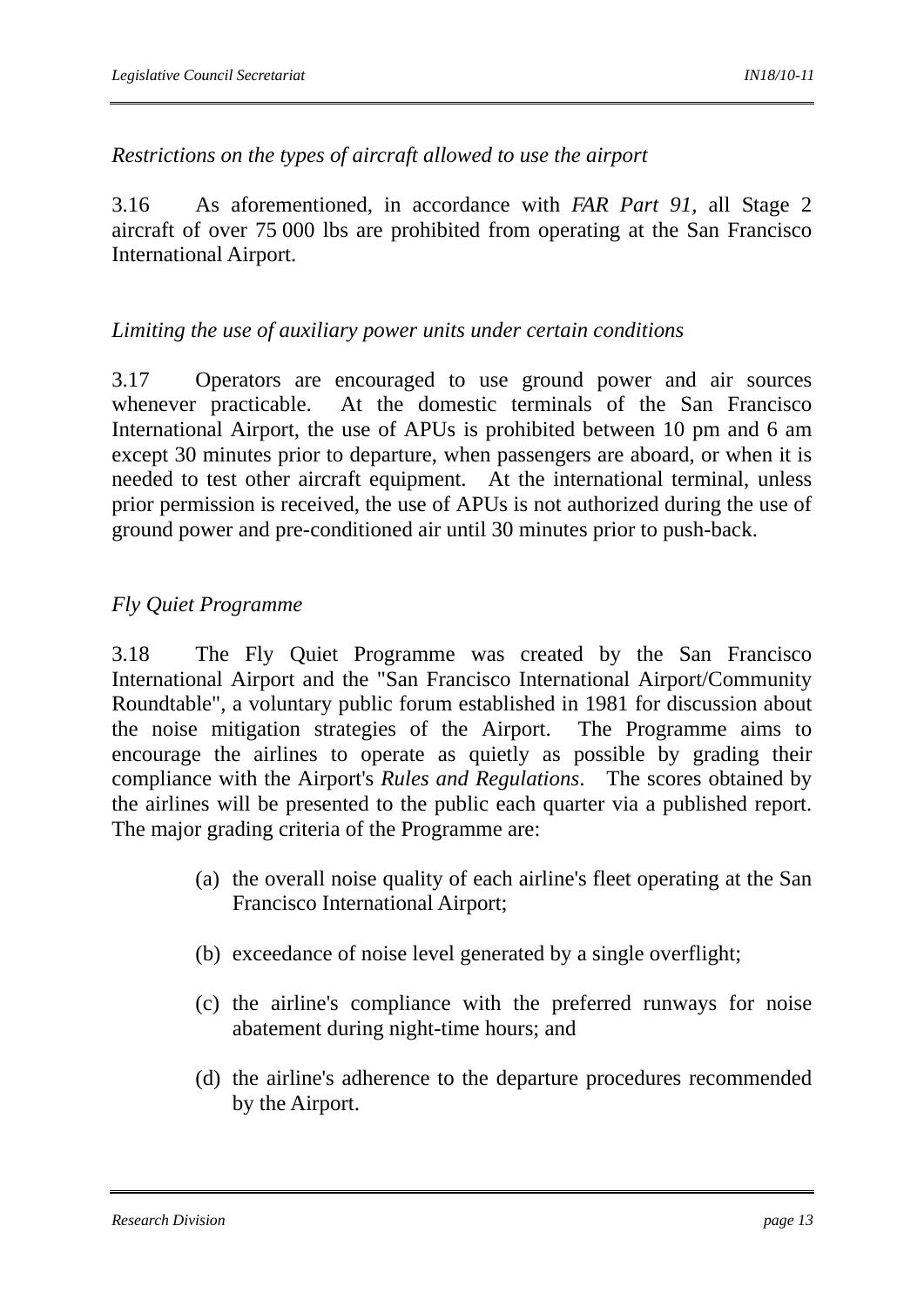*Restrictions on the types of aircraft allowed to use the airport*

3.16 As aforementioned, in accordance with *FAR Part 91*, all Stage 2 aircraft of over 75 000 lbs are prohibited from operating at the San Francisco International Airport.

*Limiting the use of auxiliary power units under certain conditions*

3.17 Operators are encouraged to use ground power and air sources whenever practicable. At the domestic terminals of the San Francisco International Airport, the use of APUs is prohibited between 10 pm and 6 am except 30 minutes prior to departure, when passengers are aboard, or when it is needed to test other aircraft equipment. At the international terminal, unless prior permission is received, the use of APUs is not authorized during the use of ground power and pre-conditioned air until 30 minutes prior to push-back.

*Fly Quiet Programme*

3.18 The Fly Quiet Programme was created by the San Francisco International Airport and the "San Francisco International Airport/Community Roundtable", a voluntary public forum established in 1981 for discussion about the noise mitigation strategies of the Airport. The Programme aims to encourage the airlines to operate as quietly as possible by grading their compliance with the Airport's *Rules and Regulations*. The scores obtained by the airlines will be presented to the public each quarter via a published report. The major grading criteria of the Programme are:

(a) the overall noise quality of each airline's fleet operating at the San Francisco International Airport;

(b) exceedance of noise level generated by a single overflight;

(c) the airline's compliance with the preferred runways for noise abatement during night-time hours; and

(d) the airline's adherence to the departure procedures recommended by the Airport.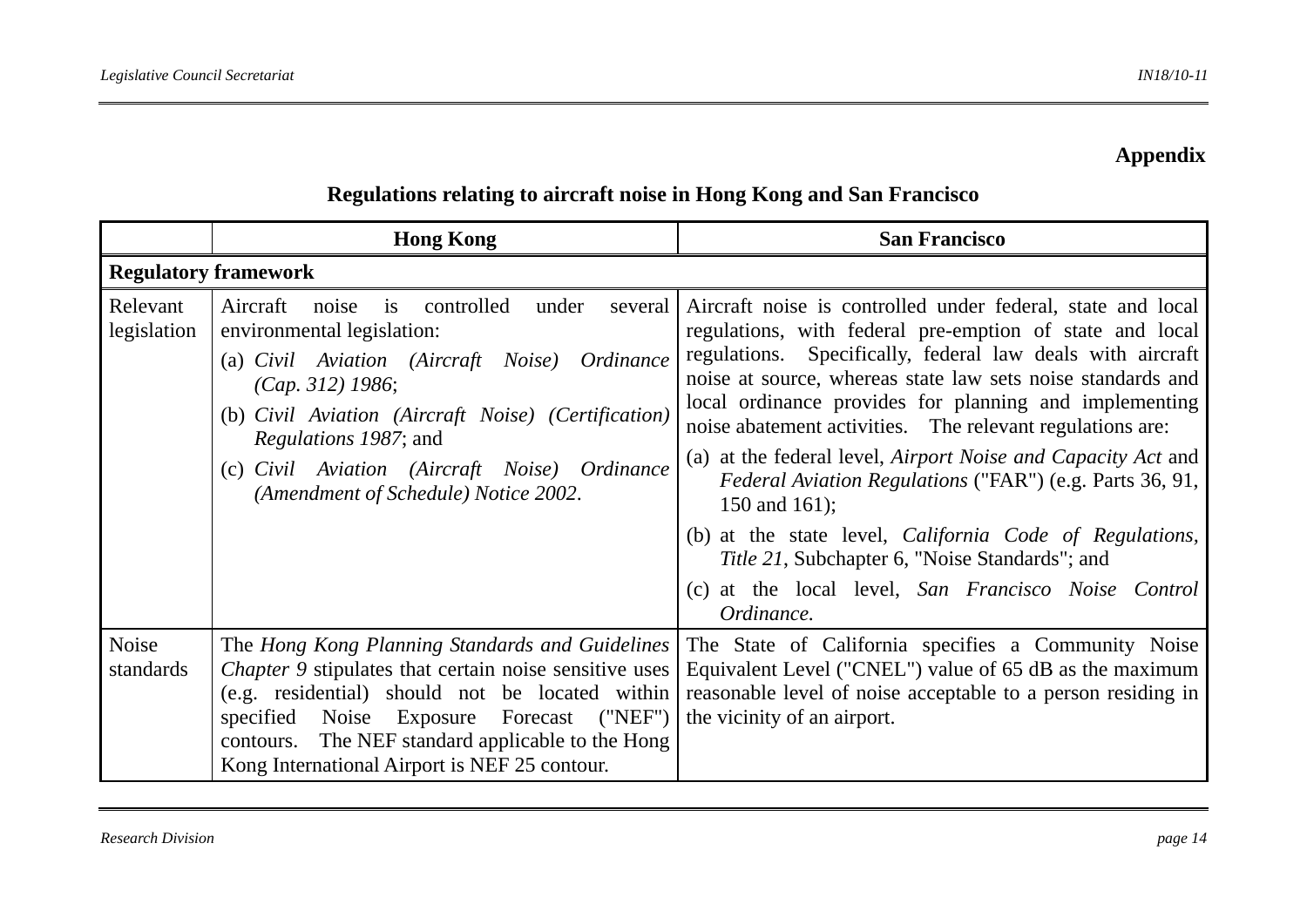**Appendix**

**Regulations relating to aircraft noise in Hong Kong and San Francisco**

| | **Hong Kong** | **San Francisco** |
|---|---|---|
| **Regulatory framework** | | |
| Relevant legislation | Aircraft noise is controlled under several environmental legislation:<br>(a) *Civil Aviation (Aircraft Noise) Ordinance (Cap. 312) 1986*;<br>(b) *Civil Aviation (Aircraft Noise) (Certification) Regulations 1987*; and<br>(c) *Civil Aviation (Aircraft Noise) Ordinance (Amendment of Schedule) Notice 2002*. | Aircraft noise is controlled under federal, state and local regulations, with federal pre-emption of state and local regulations. Specifically, federal law deals with aircraft noise at source, whereas state law sets noise standards and local ordinance provides for planning and implementing noise abatement activities. The relevant regulations are:<br>(a) at the federal level, *Airport Noise and Capacity Act* and *Federal Aviation Regulations* ("FAR") (e.g. Parts 36, 91, 150 and 161);<br>(b) at the state level, *California Code of Regulations, Title 21*, Subchapter 6, "Noise Standards"; and<br>(c) at the local level, *San Francisco Noise Control Ordinance.* |
| Noise standards | The *Hong Kong Planning Standards and Guidelines Chapter 9* stipulates that certain noise sensitive uses (e.g. residential) should not be located within specified Noise Exposure Forecast ("NEF") contours. The NEF standard applicable to the Hong Kong International Airport is NEF 25 contour. | The State of California specifies a Community Noise Equivalent Level ("CNEL") value of 65 dB as the maximum reasonable level of noise acceptable to a person residing in the vicinity of an airport. |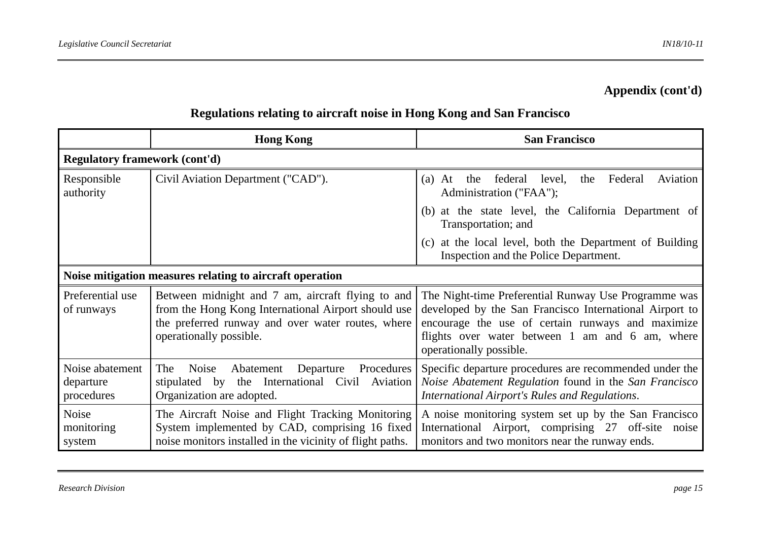**Appendix (cont'd)**

## Regulations relating to aircraft noise in Hong Kong and San Francisco

| | Hong Kong | San Francisco |
|---|---|---|
| **Regulatory framework (cont'd)** | | |
| Responsible authority | Civil Aviation Department ("CAD"). | (a) At the federal level, the Federal Aviation Administration ("FAA");<br>(b) at the state level, the California Department of Transportation; and<br>(c) at the local level, both the Department of Building Inspection and the Police Department. |
| **Noise mitigation measures relating to aircraft operation** | | |
| Preferential use of runways | Between midnight and 7 am, aircraft flying to and from the Hong Kong International Airport should use the preferred runway and over water routes, where operationally possible. | The Night-time Preferential Runway Use Programme was developed by the San Francisco International Airport to encourage the use of certain runways and maximize flights over water between 1 am and 6 am, where operationally possible. |
| Noise abatement departure procedures | The Noise Abatement Departure Procedures stipulated by the International Civil Aviation Organization are adopted. | Specific departure procedures are recommended under the *Noise Abatement Regulation* found in the *San Francisco International Airport's Rules and Regulations*. |
| Noise monitoring system | The Aircraft Noise and Flight Tracking Monitoring System implemented by CAD, comprising 16 fixed noise monitors installed in the vicinity of flight paths. | A noise monitoring system set up by the San Francisco International Airport, comprising 27 off-site noise monitors and two monitors near the runway ends. |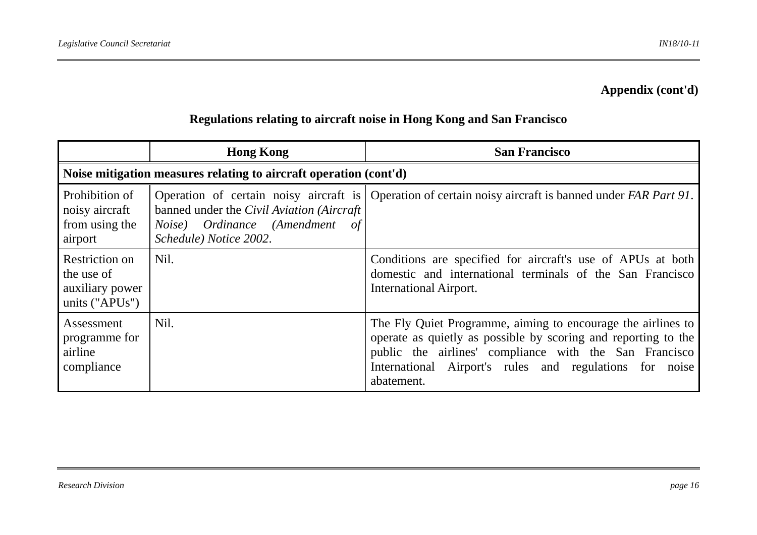**Appendix (cont'd)**

## Regulations relating to aircraft noise in Hong Kong and San Francisco

| | Hong Kong | San Francisco |
|---|---|---|
| **Noise mitigation measures relating to aircraft operation (cont'd)** | | |
| Prohibition of noisy aircraft from using the airport | Operation of certain noisy aircraft is banned under the *Civil Aviation (Aircraft Noise) Ordinance (Amendment of Schedule) Notice 2002*. | Operation of certain noisy aircraft is banned under *FAR Part 91*. |
| Restriction on the use of auxiliary power units ("APUs") | Nil. | Conditions are specified for aircraft's use of APUs at both domestic and international terminals of the San Francisco International Airport. |
| Assessment programme for airline compliance | Nil. | The Fly Quiet Programme, aiming to encourage the airlines to operate as quietly as possible by scoring and reporting to the public the airlines' compliance with the San Francisco International Airport's rules and regulations for noise abatement. |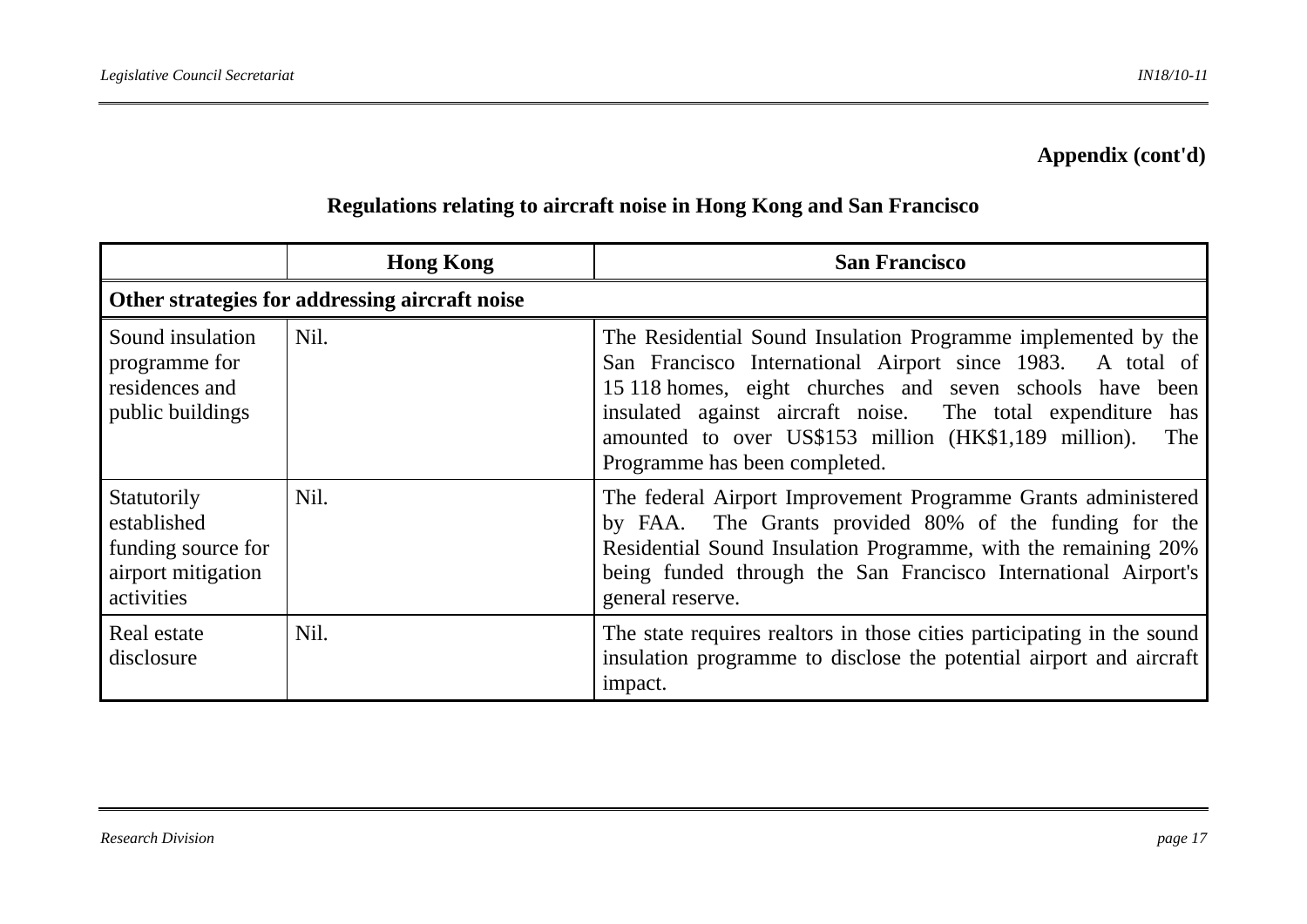**Appendix (cont'd)**

## Regulations relating to aircraft noise in Hong Kong and San Francisco

| | Hong Kong | San Francisco |
|---|---|---|
| **Other strategies for addressing aircraft noise** | | |
| Sound insulation programme for residences and public buildings | Nil. | The Residential Sound Insulation Programme implemented by the San Francisco International Airport since 1983. A total of 15 118 homes, eight churches and seven schools have been insulated against aircraft noise. The total expenditure has amounted to over US$153 million (HK$1,189 million). The Programme has been completed. |
| Statutorily established funding source for airport mitigation activities | Nil. | The federal Airport Improvement Programme Grants administered by FAA. The Grants provided 80% of the funding for the Residential Sound Insulation Programme, with the remaining 20% being funded through the San Francisco International Airport's general reserve. |
| Real estate disclosure | Nil. | The state requires realtors in those cities participating in the sound insulation programme to disclose the potential airport and aircraft impact. |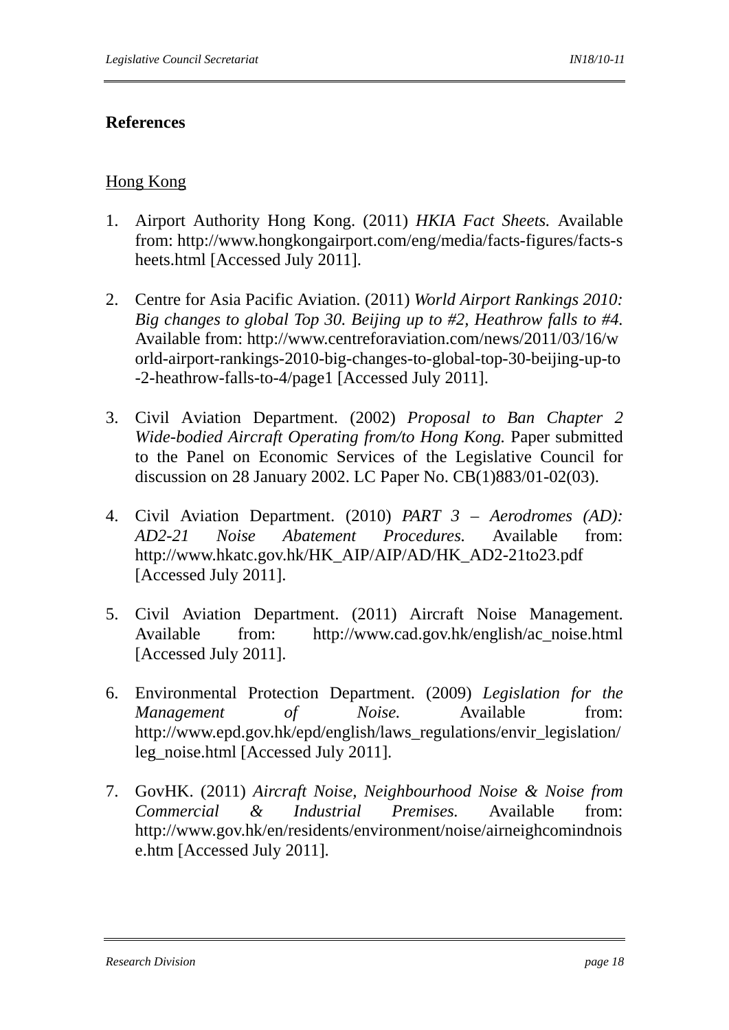## References

Hong Kong

1. Airport Authority Hong Kong. (2011) *HKIA Fact Sheets.* Available from: http://www.hongkongairport.com/eng/media/facts-figures/facts-sheets.html [Accessed July 2011].

2. Centre for Asia Pacific Aviation. (2011) *World Airport Rankings 2010: Big changes to global Top 30. Beijing up to #2, Heathrow falls to #4.* Available from: http://www.centreforaviation.com/news/2011/03/16/world-airport-rankings-2010-big-changes-to-global-top-30-beijing-up-to-2-heathrow-falls-to-4/page1 [Accessed July 2011].

3. Civil Aviation Department. (2002) *Proposal to Ban Chapter 2 Wide-bodied Aircraft Operating from/to Hong Kong.* Paper submitted to the Panel on Economic Services of the Legislative Council for discussion on 28 January 2002. LC Paper No. CB(1)883/01-02(03).

4. Civil Aviation Department. (2010) *PART 3 – Aerodromes (AD): AD2-21 Noise Abatement Procedures.* Available from: http://www.hkatc.gov.hk/HK_AIP/AIP/AD/HK_AD2-21to23.pdf [Accessed July 2011].

5. Civil Aviation Department. (2011) Aircraft Noise Management. Available from: http://www.cad.gov.hk/english/ac_noise.html [Accessed July 2011].

6. Environmental Protection Department. (2009) *Legislation for the Management of Noise.* Available from: http://www.epd.gov.hk/epd/english/laws_regulations/envir_legislation/leg_noise.html [Accessed July 2011].

7. GovHK. (2011) *Aircraft Noise, Neighbourhood Noise & Noise from Commercial & Industrial Premises.* Available from: http://www.gov.hk/en/residents/environment/noise/airneighcomindnoise.htm [Accessed July 2011].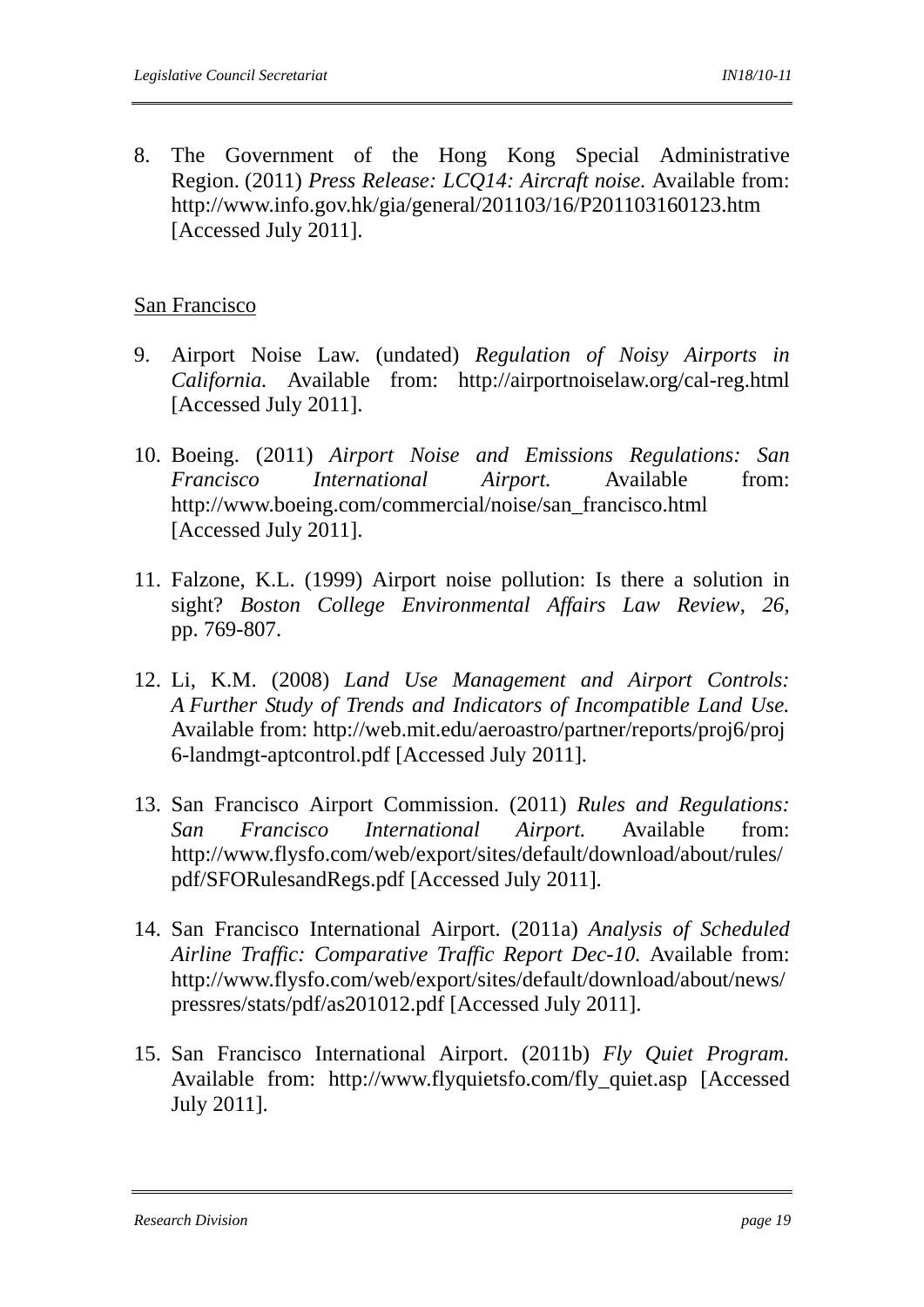8. The Government of the Hong Kong Special Administrative Region. (2011) *Press Release: LCQ14: Aircraft noise.* Available from: http://www.info.gov.hk/gia/general/201103/16/P201103160123.htm [Accessed July 2011].

San Francisco

9. Airport Noise Law. (undated) *Regulation of Noisy Airports in California.* Available from: http://airportnoiselaw.org/cal-reg.html [Accessed July 2011].

10. Boeing. (2011) *Airport Noise and Emissions Regulations: San Francisco International Airport.* Available from: http://www.boeing.com/commercial/noise/san_francisco.html [Accessed July 2011].

11. Falzone, K.L. (1999) Airport noise pollution: Is there a solution in sight? *Boston College Environmental Affairs Law Review*, *26*, pp. 769-807.

12. Li, K.M. (2008) *Land Use Management and Airport Controls: A Further Study of Trends and Indicators of Incompatible Land Use.* Available from: http://web.mit.edu/aeroastro/partner/reports/proj6/proj6-landmgt-aptcontrol.pdf [Accessed July 2011].

13. San Francisco Airport Commission. (2011) *Rules and Regulations: San Francisco International Airport.* Available from: http://www.flysfo.com/web/export/sites/default/download/about/rules/pdf/SFORulesandRegs.pdf [Accessed July 2011].

14. San Francisco International Airport. (2011a) *Analysis of Scheduled Airline Traffic: Comparative Traffic Report Dec-10.* Available from: http://www.flysfo.com/web/export/sites/default/download/about/news/pressres/stats/pdf/as201012.pdf [Accessed July 2011].

15. San Francisco International Airport. (2011b) *Fly Quiet Program.* Available from: http://www.flyquietsfo.com/fly_quiet.asp [Accessed July 2011].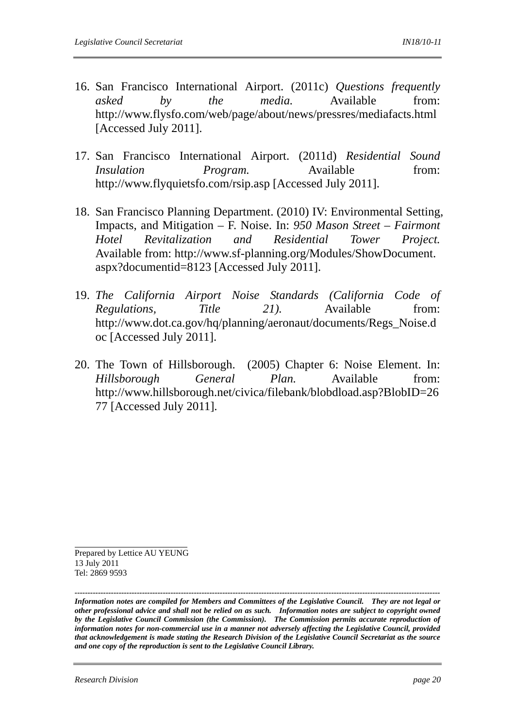16. San Francisco International Airport. (2011c) *Questions frequently asked by the media.* Available from: http://www.flysfo.com/web/page/about/news/pressres/mediafacts.html [Accessed July 2011].

17. San Francisco International Airport. (2011d) *Residential Sound Insulation Program.* Available from: http://www.flyquietsfo.com/rsip.asp [Accessed July 2011].

18. San Francisco Planning Department. (2010) IV: Environmental Setting, Impacts, and Mitigation – F. Noise. In: *950 Mason Street – Fairmont Hotel Revitalization and Residential Tower Project.* Available from: http://www.sf-planning.org/Modules/ShowDocument.aspx?documentid=8123 [Accessed July 2011].

19. *The California Airport Noise Standards (California Code of Regulations, Title 21).* Available from: http://www.dot.ca.gov/hq/planning/aeronaut/documents/Regs_Noise.doc [Accessed July 2011].

20. The Town of Hillsborough. (2005) Chapter 6: Noise Element. In: *Hillsborough General Plan.* Available from: http://www.hillsborough.net/civica/filebank/blobdload.asp?BlobID=2677 [Accessed July 2011].

---

Prepared by Lettice AU YEUNG
13 July 2011
Tel: 2869 9593

---

***Information notes are compiled for Members and Committees of the Legislative Council. They are not legal or other professional advice and shall not be relied on as such. Information notes are subject to copyright owned by the Legislative Council Commission (the Commission). The Commission permits accurate reproduction of information notes for non-commercial use in a manner not adversely affecting the Legislative Council, provided that acknowledgement is made stating the Research Division of the Legislative Council Secretariat as the source and one copy of the reproduction is sent to the Legislative Council Library.***